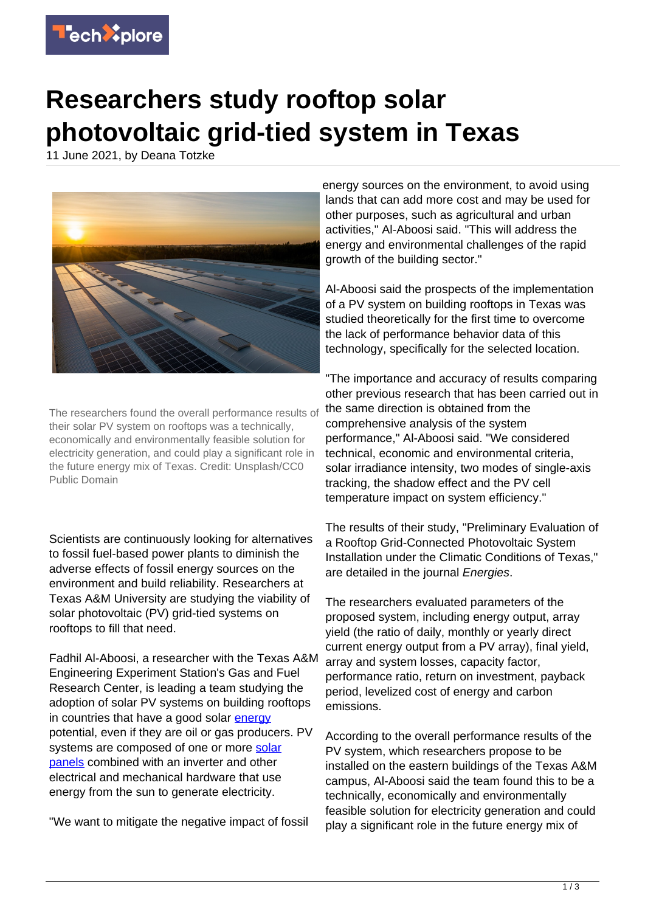# Researchers study rooftop solar photovoltaic grid-tied system in Texas

11 June 2021, by Deana Totzke

The researchers found the overall performance results of their solar PV system on rooftops was a technically, economically and environmentally feasible solution for electricity generation, and could play a significant role in the future energy mix of Texas. Credit: Unsplash/CC0 Public Domain

Scientists are continuously looking for alternatives to fossil fuel-based power plants to diminish the adverse effects of fossil energy sources on the environment and build reliability. Researchers at Texas A&M University are studying the viability of solar photovoltaic (PV) grid-tied systems on rooftops to fill that need.

Fadhil Al-Aboosi, a researcher with the Texas A&M Engineering Experiment Station's Gas and Fuel Research Center, is leading a team studying the adoption of solar PV systems on building rooftops in countries that have a good solar energy potential, even if they are oil or gas producers. PV systems are composed of one or more solar panels combined with an inverter and other electrical and mechanical hardware that use energy from the sun to generate electricity.

"We want to mitigate the negative impact of fossil energy sources on the environment, to avoid using lands that can add more cost and may be used for other purposes, such as agricultural and urban activities," Al-Aboosi said. "This will address the energy and environmental challenges of the rapid growth of the building sector."

Al-Aboosi said the prospects of the implementation of a PV system on building rooftops in Texas was studied theoretically for the first time to overcome the lack of performance behavior data of this technology, specifically for the selected location.

"The importance and accuracy of results comparing other previous research that has been carried out in the same direction is obtained from the comprehensive analysis of the system performance," Al-Aboosi said. "We considered technical, economic and environmental criteria, solar irradiance intensity, two modes of single-axis tracking, the shadow effect and the PV cell temperature impact on system efficiency."

The results of their study, "Preliminary Evaluation of a Rooftop Grid-Connected Photovoltaic System Installation under the Climatic Conditions of Texas," are detailed in the journal *Energies*.

The researchers evaluated parameters of the proposed system, including energy output, array yield (the ratio of daily, monthly or yearly direct current energy output from a PV array), final yield, array and system losses, capacity factor, performance ratio, return on investment, payback period, levelized cost of energy and carbon emissions.

According to the overall performance results of the PV system, which researchers propose to be installed on the eastern buildings of the Texas A&M campus, Al-Aboosi said the team found this to be a technically, economically and environmentally feasible solution for electricity generation and could play a significant role in the future energy mix of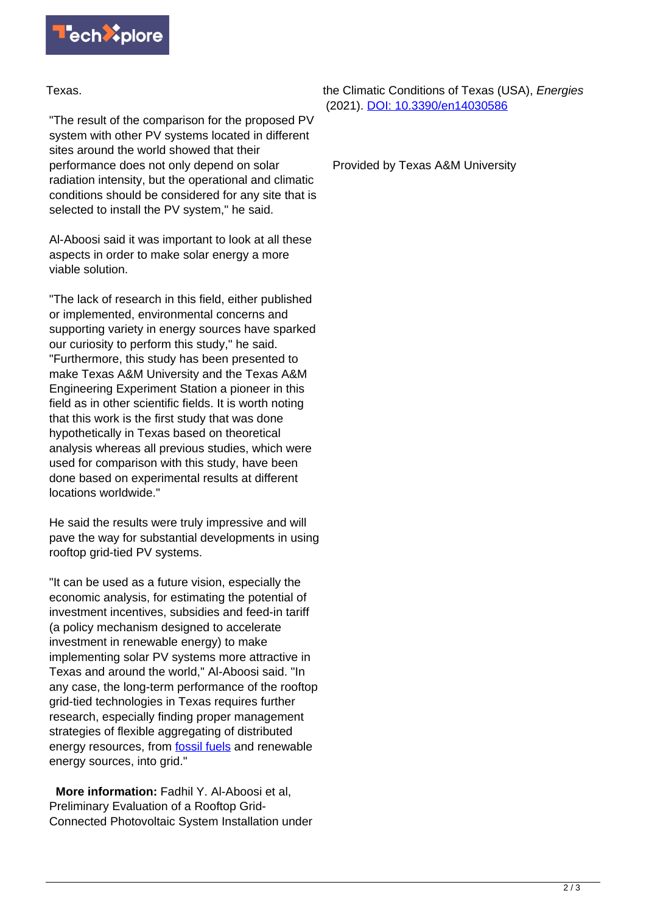Texas.

"The result of the comparison for the proposed PV system with other PV systems located in different sites around the world showed that their performance does not only depend on solar radiation intensity, but the operational and climatic conditions should be considered for any site that is selected to install the PV system," he said.

Al-Aboosi said it was important to look at all these aspects in order to make solar energy a more viable solution.

"The lack of research in this field, either published or implemented, environmental concerns and supporting variety in energy sources have sparked our curiosity to perform this study," he said. "Furthermore, this study has been presented to make Texas A&M University and the Texas A&M Engineering Experiment Station a pioneer in this field as in other scientific fields. It is worth noting that this work is the first study that was done hypothetically in Texas based on theoretical analysis whereas all previous studies, which were used for comparison with this study, have been done based on experimental results at different locations worldwide."

He said the results were truly impressive and will pave the way for substantial developments in using rooftop grid-tied PV systems.

"It can be used as a future vision, especially the economic analysis, for estimating the potential of investment incentives, subsidies and feed-in tariff (a policy mechanism designed to accelerate investment in renewable energy) to make implementing solar PV systems more attractive in Texas and around the world," Al-Aboosi said. "In any case, the long-term performance of the rooftop grid-tied technologies in Texas requires further research, especially finding proper management strategies of flexible aggregating of distributed energy resources, from fossil fuels and renewable energy sources, into grid."

**More information:** Fadhil Y. Al-Aboosi et al, Preliminary Evaluation of a Rooftop Grid-Connected Photovoltaic System Installation under the Climatic Conditions of Texas (USA), *Energies* (2021). DOI: 10.3390/en14030586

Provided by Texas A&M University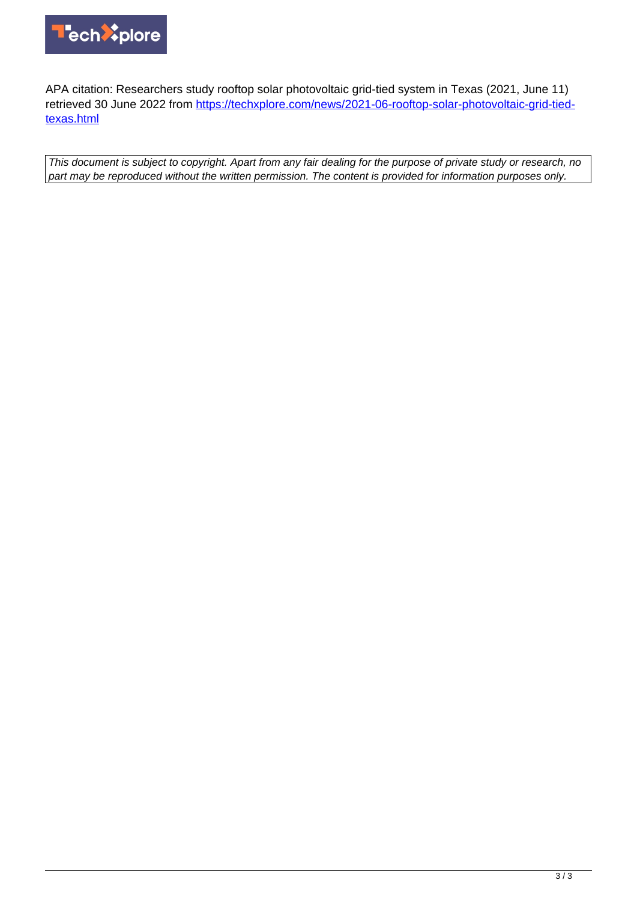APA citation: Researchers study rooftop solar photovoltaic grid-tied system in Texas (2021, June 11) retrieved 30 June 2022 from https://techxplore.com/news/2021-06-rooftop-solar-photovoltaic-grid-tied-texas.html

*This document is subject to copyright. Apart from any fair dealing for the purpose of private study or research, no part may be reproduced without the written permission. The content is provided for information purposes only.*